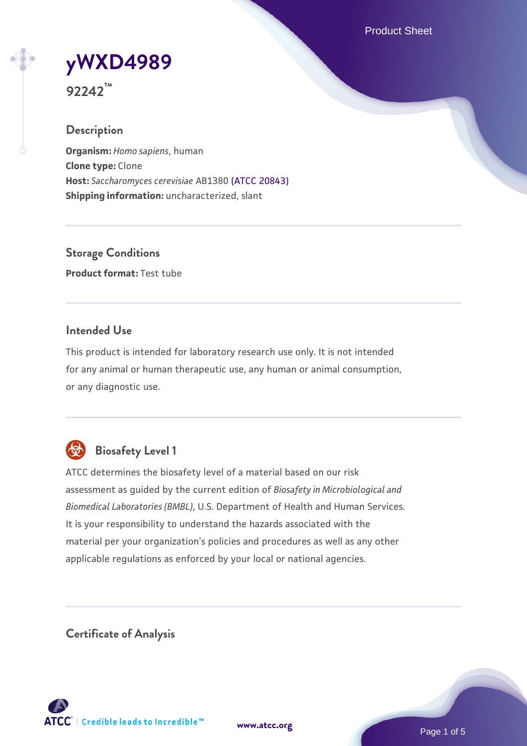# yWXD4989

**92242™**

## Description

**Organism:** *Homo sapiens*, human
**Clone type:** Clone
**Host:** *Saccharomyces cerevisiae* AB1380 (ATCC 20843)
**Shipping information:** uncharacterized, slant

## Storage Conditions

**Product format:** Test tube

## Intended Use

This product is intended for laboratory research use only. It is not intended for any animal or human therapeutic use, any human or animal consumption, or any diagnostic use.

## Biosafety Level 1

ATCC determines the biosafety level of a material based on our risk assessment as guided by the current edition of *Biosafety in Microbiological and Biomedical Laboratories (BMBL)*, U.S. Department of Health and Human Services. It is your responsibility to understand the hazards associated with the material per your organization's policies and procedures as well as any other applicable regulations as enforced by your local or national agencies.

## Certificate of Analysis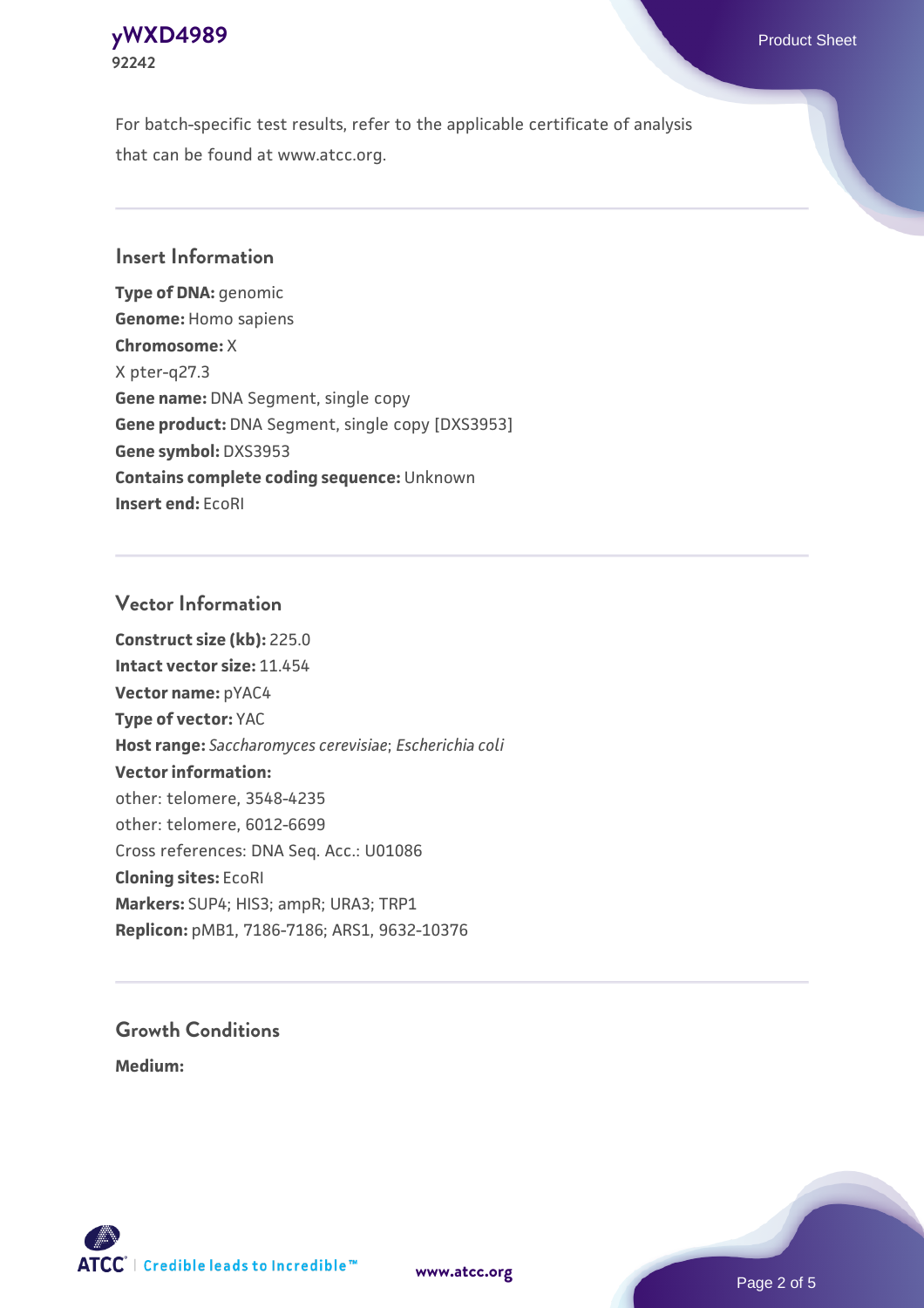For batch-specific test results, refer to the applicable certificate of analysis that can be found at www.atcc.org.

## Insert Information

**Type of DNA:** genomic
**Genome:** Homo sapiens
**Chromosome:** X
X pter-q27.3
**Gene name:** DNA Segment, single copy
**Gene product:** DNA Segment, single copy [DXS3953]
**Gene symbol:** DXS3953
**Contains complete coding sequence:** Unknown
**Insert end:** EcoRI

## Vector Information

**Construct size (kb):** 225.0
**Intact vector size:** 11.454
**Vector name:** pYAC4
**Type of vector:** YAC
**Host range:** *Saccharomyces cerevisiae*; *Escherichia coli*
**Vector information:**
other: telomere, 3548-4235
other: telomere, 6012-6699
Cross references: DNA Seq. Acc.: U01086
**Cloning sites:** EcoRI
**Markers:** SUP4; HIS3; ampR; URA3; TRP1
**Replicon:** pMB1, 7186-7186; ARS1, 9632-10376

## Growth Conditions

**Medium:**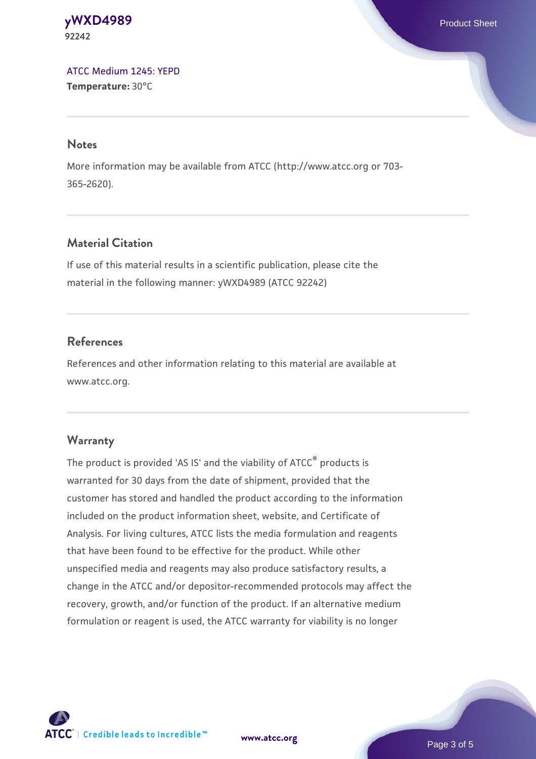ATCC Medium 1245: YEPD
**Temperature:** 30°C

## Notes

More information may be available from ATCC (http://www.atcc.org or 703-365-2620).

## Material Citation

If use of this material results in a scientific publication, please cite the material in the following manner: yWXD4989 (ATCC 92242)

## References

References and other information relating to this material are available at www.atcc.org.

## Warranty

The product is provided 'AS IS' and the viability of ATCC® products is warranted for 30 days from the date of shipment, provided that the customer has stored and handled the product according to the information included on the product information sheet, website, and Certificate of Analysis. For living cultures, ATCC lists the media formulation and reagents that have been found to be effective for the product. While other unspecified media and reagents may also produce satisfactory results, a change in the ATCC and/or depositor-recommended protocols may affect the recovery, growth, and/or function of the product. If an alternative medium formulation or reagent is used, the ATCC warranty for viability is no longer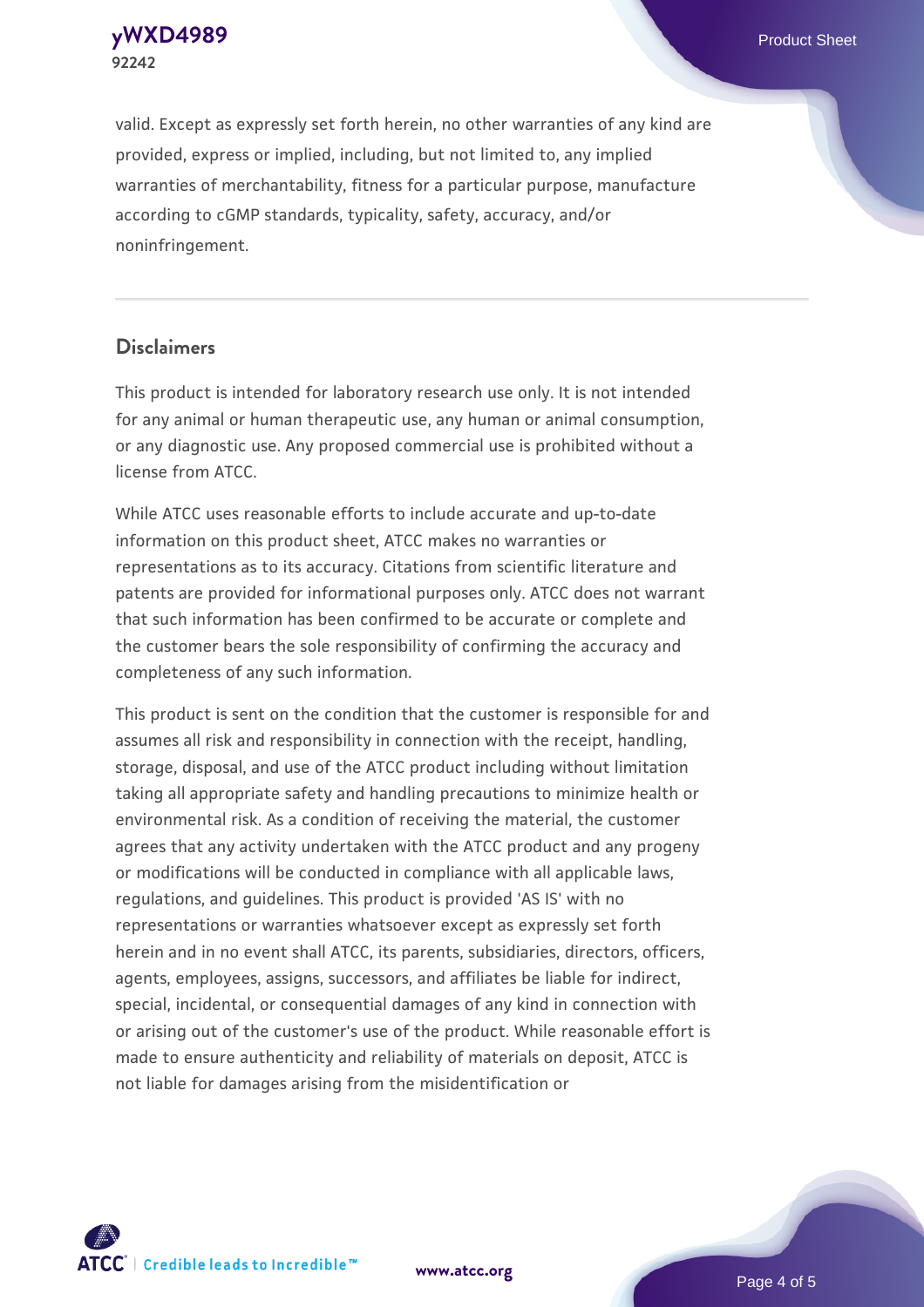valid. Except as expressly set forth herein, no other warranties of any kind are provided, express or implied, including, but not limited to, any implied warranties of merchantability, fitness for a particular purpose, manufacture according to cGMP standards, typicality, safety, accuracy, and/or noninfringement.

## Disclaimers

This product is intended for laboratory research use only. It is not intended for any animal or human therapeutic use, any human or animal consumption, or any diagnostic use. Any proposed commercial use is prohibited without a license from ATCC.

While ATCC uses reasonable efforts to include accurate and up-to-date information on this product sheet, ATCC makes no warranties or representations as to its accuracy. Citations from scientific literature and patents are provided for informational purposes only. ATCC does not warrant that such information has been confirmed to be accurate or complete and the customer bears the sole responsibility of confirming the accuracy and completeness of any such information.

This product is sent on the condition that the customer is responsible for and assumes all risk and responsibility in connection with the receipt, handling, storage, disposal, and use of the ATCC product including without limitation taking all appropriate safety and handling precautions to minimize health or environmental risk. As a condition of receiving the material, the customer agrees that any activity undertaken with the ATCC product and any progeny or modifications will be conducted in compliance with all applicable laws, regulations, and guidelines. This product is provided 'AS IS' with no representations or warranties whatsoever except as expressly set forth herein and in no event shall ATCC, its parents, subsidiaries, directors, officers, agents, employees, assigns, successors, and affiliates be liable for indirect, special, incidental, or consequential damages of any kind in connection with or arising out of the customer's use of the product. While reasonable effort is made to ensure authenticity and reliability of materials on deposit, ATCC is not liable for damages arising from the misidentification or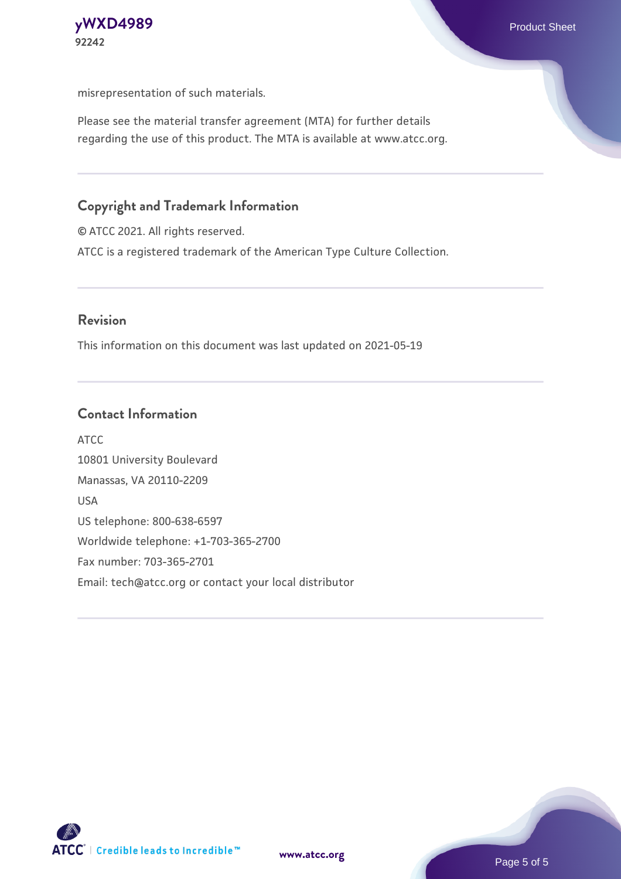misrepresentation of such materials.

Please see the material transfer agreement (MTA) for further details regarding the use of this product. The MTA is available at www.atcc.org.

## Copyright and Trademark Information

© ATCC 2021. All rights reserved.

ATCC is a registered trademark of the American Type Culture Collection.

## Revision

This information on this document was last updated on 2021-05-19

## Contact Information

ATCC
10801 University Boulevard
Manassas, VA 20110-2209
USA
US telephone: 800-638-6597
Worldwide telephone: +1-703-365-2700
Fax number: 703-365-2701
Email: tech@atcc.org or contact your local distributor